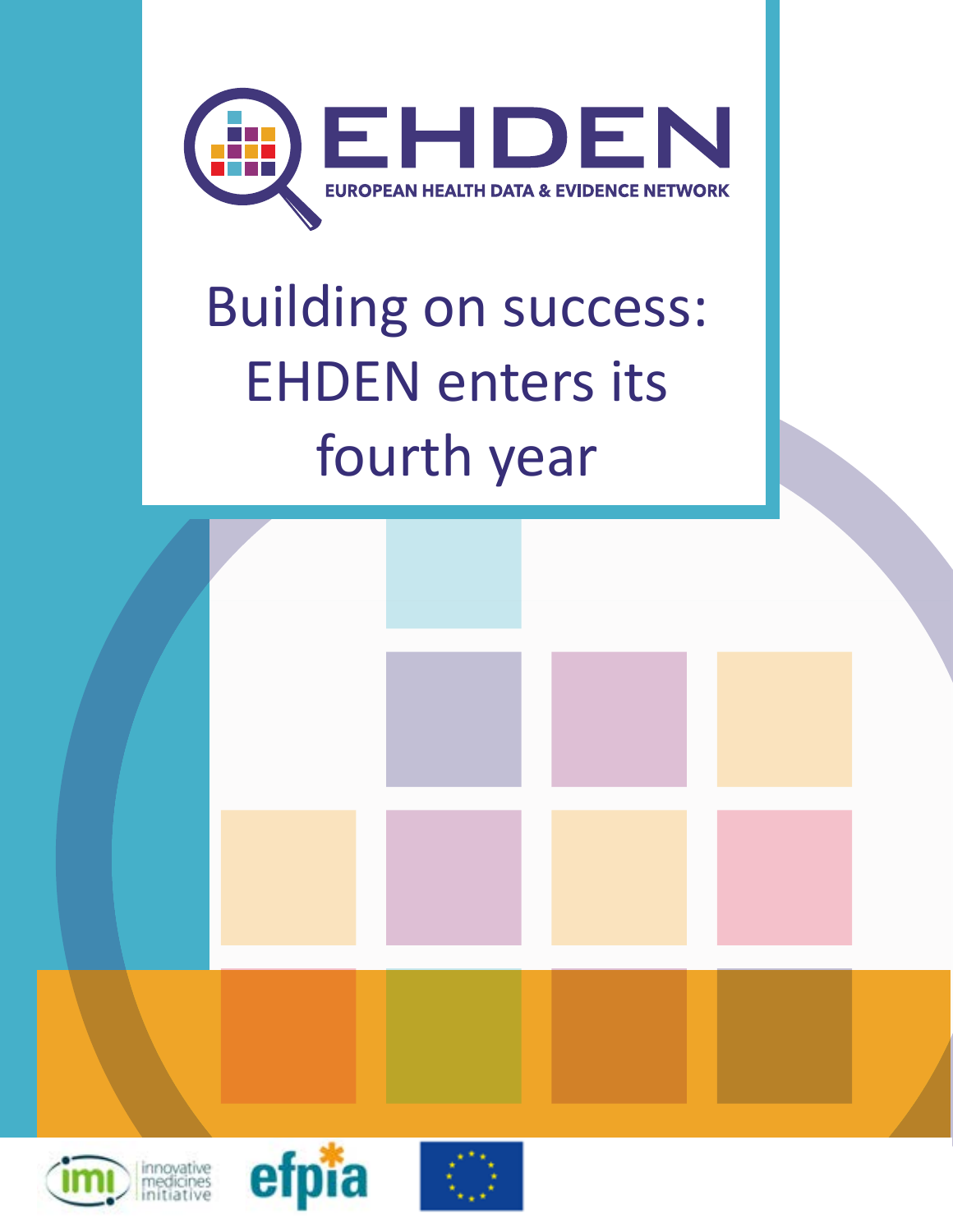# EHDEN

EUROPEAN HEALTH DATA & EVIDENCE NETWORK

# Building on success: EHDEN enters its fourth year

innovative medicines initiative

efpia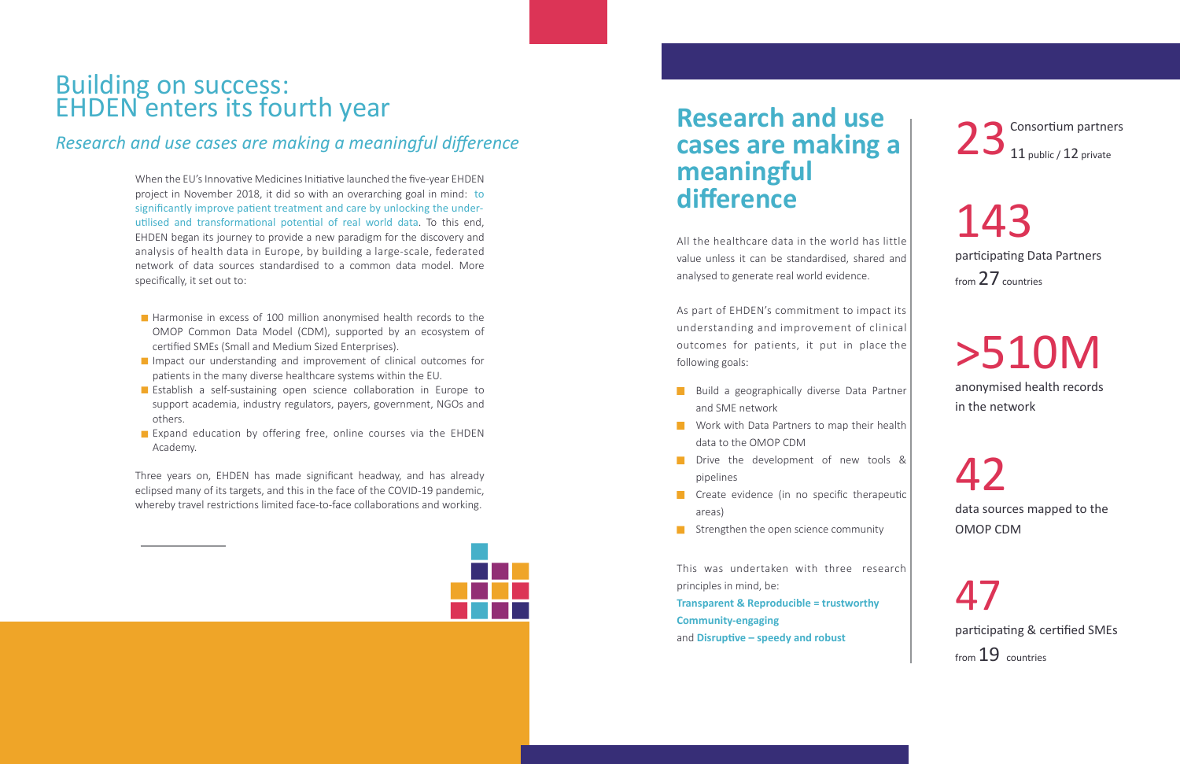# Building on success: EHDEN enters its fourth year

## *Research and use cases are making a meaningful difference*

When the EU's Innovative Medicines Initiative launched the five-year EHDEN project in November 2018, it did so with an overarching goal in mind: to significantly improve patient treatment and care by unlocking the under-utilised and transformational potential of real world data. To this end, EHDEN began its journey to provide a new paradigm for the discovery and analysis of health data in Europe, by building a large-scale, federated network of data sources standardised to a common data model. More specifically, it set out to:

- Harmonise in excess of 100 million anonymised health records to the OMOP Common Data Model (CDM), supported by an ecosystem of certified SMEs (Small and Medium Sized Enterprises).
- Impact our understanding and improvement of clinical outcomes for patients in the many diverse healthcare systems within the EU.
- Establish a self-sustaining open science collaboration in Europe to support academia, industry regulators, payers, government, NGOs and others.
- Expand education by offering free, online courses via the EHDEN Academy.

Three years on, EHDEN has made significant headway, and has already eclipsed many of its targets, and this in the face of the COVID-19 pandemic, whereby travel restrictions limited face-to-face collaborations and working.

## Research and use cases are making a meaningful difference

All the healthcare data in the world has little value unless it can be standardised, shared and analysed to generate real world evidence.

As part of EHDEN's commitment to impact its understanding and improvement of clinical outcomes for patients, it put in place the following goals:

- Build a geographically diverse Data Partner and SME network
- Work with Data Partners to map their health data to the OMOP CDM
- Drive the development of new tools & pipelines
- Create evidence (in no specific therapeutic areas)
- Strengthen the open science community

This was undertaken with three research principles in mind, be:
**Transparent & Reproducible = trustworthy**
**Community-engaging**
and **Disruptive – speedy and robust**

**23** Consortium partners
11 public / 12 private

**143** participating Data Partners
from 27 countries

**>510M** anonymised health records in the network

**42** data sources mapped to the OMOP CDM

**47** participating & certified SMEs
from 19 countries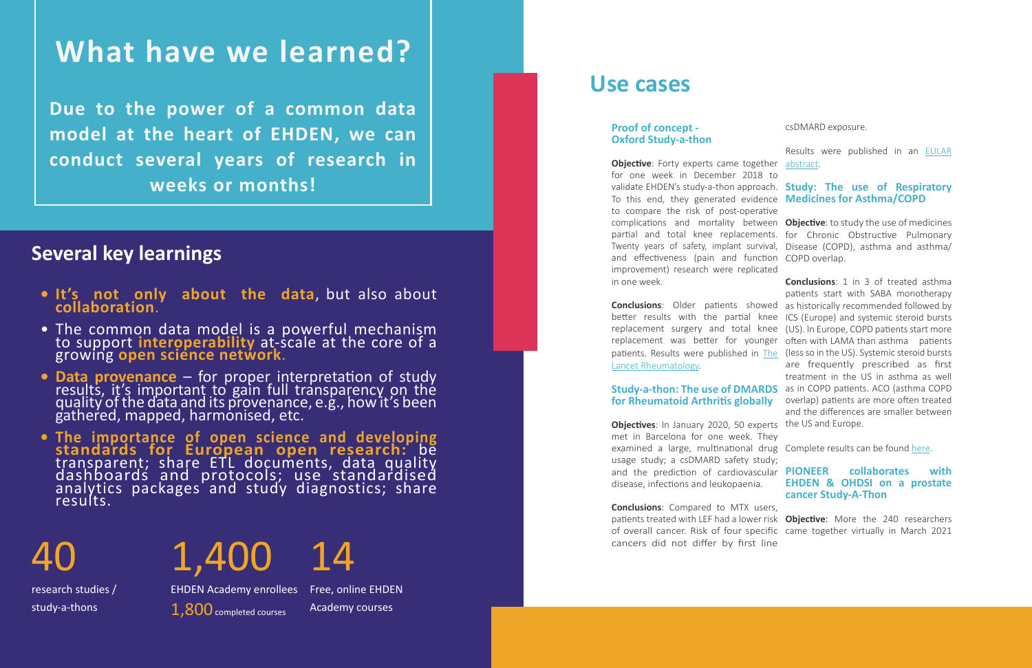# What have we learned?

**Due to the power of a common data model at the heart of EHDEN, we can conduct several years of research in weeks or months!**

## Several key learnings

- **It's not only about the data**, but also about **collaboration**.
- The common data model is a powerful mechanism to support **interoperability** at-scale at the core of a growing **open science network**.
- **Data provenance** – for proper interpretation of study results, it's important to gain full transparency on the quality of the data and its provenance, e.g., how it's been gathered, mapped, harmonised, etc.
- **The importance of open science and developing standards for European open research:** be transparent; share ETL documents, data quality dashboards and protocols; use standardised analytics packages and study diagnostics; share results.

40

research studies / study-a-thons

1,400

EHDEN Academy enrollees

1,800 completed courses

14

Free, online EHDEN Academy courses

## Use cases

### Proof of concept - Oxford Study-a-thon

**Objective**: Forty experts came together for one week in December 2018 to validate EHDEN's study-a-thon approach. To this end, they generated evidence to compare the risk of post-operative complications and mortality between partial and total knee replacements. Twenty years of safety, implant survival, and effectiveness (pain and function improvement) research were replicated in one week.

**Conclusions**: Older patients showed better results with the partial knee replacement surgery and total knee replacement was better for younger patients. Results were published in [The Lancet Rheumatology]().

### Study-a-thon: The use of DMARDS for Rheumatoid Arthritis globally

**Objectives**: In January 2020, 50 experts met in Barcelona for one week. They examined a large, multinational drug usage study; a csDMARD safety study; and the prediction of cardiovascular disease, infections and leukopaenia.

**Conclusions**: Compared to MTX users, patients treated with LEF had a lower risk of overall cancer. Risk of four specific cancers did not differ by first line csDMARD exposure.

Results were published in an [EULAR abstract]().

### Study: The use of Respiratory Medicines for Asthma/COPD

**Objective**: to study the use of medicines for Chronic Obstructive Pulmonary Disease (COPD), asthma and asthma/COPD overlap.

**Conclusions**: 1 in 3 of treated asthma patients start with SABA monotherapy as historically recommended followed by ICS (Europe) and systemic steroid bursts (US). In Europe, COPD patients start more often with LAMA than asthma patients (less so in the US). Systemic steroid bursts are frequently prescribed as first treatment in the US in asthma as well as in COPD patients. ACO (asthma COPD overlap) patients are more often treated and the differences are smaller between the US and Europe.

Complete results can be found [here]().

### PIONEER collaborates with EHDEN & OHDSI on a prostate cancer Study-A-Thon

**Objective**: More the 240 researchers came together virtually in March 2021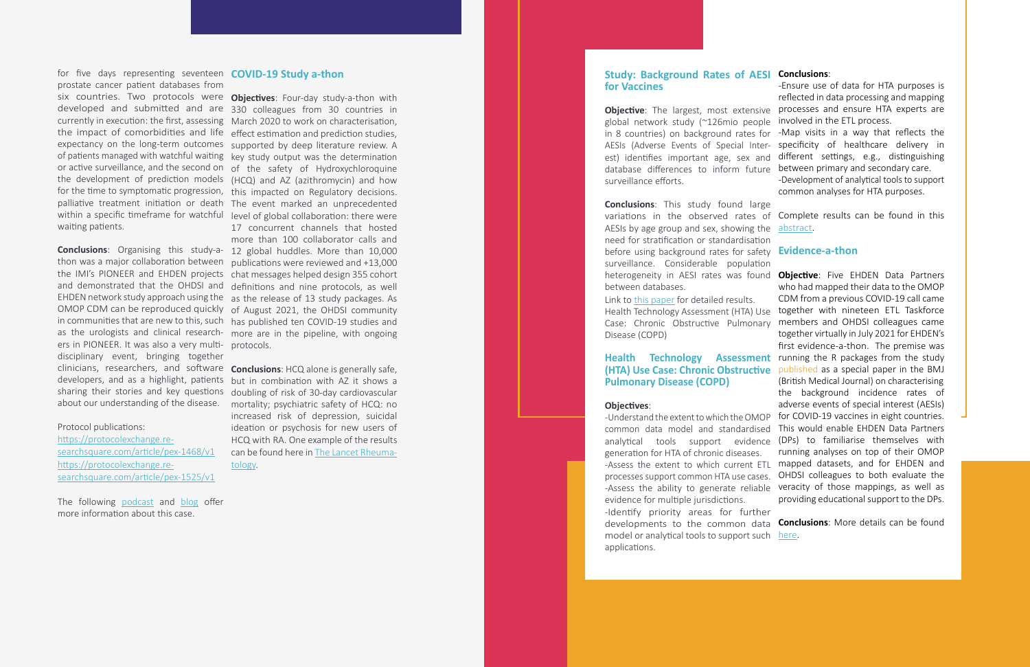for five days representing seventeen prostate cancer patient databases from six countries. Two protocols were developed and submitted and are currently in execution: the first, assessing the impact of comorbidities and life expectancy on the long-term outcomes of patients managed with watchful waiting or active surveillance, and the second on the development of prediction models for the time to symptomatic progression, palliative treatment initiation or death within a specific timeframe for watchful waiting patients.

**Conclusions**: Organising this study-a-thon was a major collaboration between the IMI's PIONEER and EHDEN projects and demonstrated that the OHDSI and EHDEN network study approach using the OMOP CDM can be reproduced quickly in communities that are new to this, such as the urologists and clinical researchers in PIONEER. It was also a very multi-disciplinary event, bringing together clinicians, researchers, and software developers, and as a highlight, patients sharing their stories and key questions about our understanding of the disease.

Protocol publications:

https://protocolexchange.researchsquare.com/article/pex-1468/v1
https://protocolexchange.researchsquare.com/article/pex-1525/v1

The following podcast and blog offer more information about this case.

## COVID-19 Study a-thon

**Objectives**: Four-day study-a-thon with 330 colleagues from 30 countries in March 2020 to work on characterisation, effect estimation and prediction studies, supported by deep literature review. A key study output was the determination of the safety of Hydroxychloroquine (HCQ) and AZ (azithromycin) and how this impacted on Regulatory decisions. The event marked an unprecedented level of global collaboration: there were 17 concurrent channels that hosted more than 100 collaborator calls and 12 global huddles. More than 10,000 publications were reviewed and +13,000 chat messages helped design 355 cohort definitions and nine protocols, as well as the release of 13 study packages. As of August 2021, the OHDSI community has published ten COVID-19 studies and more are in the pipeline, with ongoing protocols.

**Conclusions**: HCQ alone is generally safe, but in combination with AZ it shows a doubling of risk of 30-day cardiovascular mortality; psychiatric safety of HCQ: no increased risk of depression, suicidal ideation or psychosis for new users of HCQ with RA. One example of the results can be found here in The Lancet Rheumatology.

## Study: Background Rates of AESI for Vaccines

**Objective**: The largest, most extensive global network study (~126mio people in 8 countries) on background rates for AESIs (Adverse Events of Special Interest) identifies important age, sex and database differences to inform future surveillance efforts.

**Conclusions**: This study found large variations in the observed rates of AESIs by age group and sex, showing the need for stratification or standardisation before using background rates for safety surveillance. Considerable population heterogeneity in AESI rates was found between databases.

Link to this paper for detailed results.

Health Technology Assessment (HTA) Use Case: Chronic Obstructive Pulmonary Disease (COPD)

## Health Technology Assessment (HTA) Use Case: Chronic Obstructive Pulmonary Disease (COPD)

**Objectives**:

-Understand the extent to which the OMOP common data model and standardised analytical tools support evidence generation for HTA of chronic diseases.
-Assess the extent to which current ETL processes support common HTA use cases.
-Assess the ability to generate reliable evidence for multiple jurisdictions.
-Identify priority areas for further developments to the common data model or analytical tools to support such applications.

**Conclusions**:

-Ensure use of data for HTA purposes is reflected in data processing and mapping processes and ensure HTA experts are involved in the ETL process.
-Map visits in a way that reflects the specificity of healthcare delivery in different settings, e.g., distinguishing between primary and secondary care.
-Development of analytical tools to support common analyses for HTA purposes.

Complete results can be found in this abstract.

## Evidence-a-thon

**Objective**: Five EHDEN Data Partners who had mapped their data to the OMOP CDM from a previous COVID-19 call came together with nineteen EHDEN ETL Taskforce members and OHDSI colleagues came together virtually in July 2021 for EHDEN's first evidence-a-thon. The premise was running the R packages from the study published as a special paper in the BMJ (British Medical Journal) on characterising the background incidence rates of adverse events of special interest (AESIs) for COVID-19 vaccines in eight countries. This would enable EHDEN Data Partners (DPs) to familiarise themselves with running analyses on top of their OMOP mapped datasets, and for EHDEN and OHDSI colleagues to both evaluate the veracity of those mappings, as well as providing educational support to the DPs.

**Conclusions**: More details can be found here.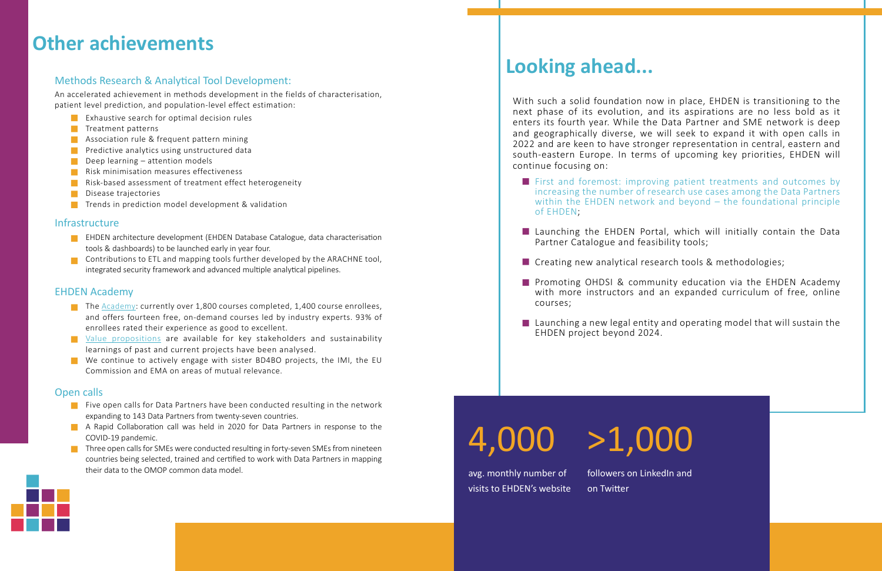# Other achievements

## Methods Research & Analytical Tool Development:

An accelerated achievement in methods development in the fields of characterisation, patient level prediction, and population-level effect estimation:

- Exhaustive search for optimal decision rules
- Treatment patterns
- Association rule & frequent pattern mining
- Predictive analytics using unstructured data
- Deep learning – attention models
- Risk minimisation measures effectiveness
- Risk-based assessment of treatment effect heterogeneity
- Disease trajectories
- Trends in prediction model development & validation

## Infrastructure

- EHDEN architecture development (EHDEN Database Catalogue, data characterisation tools & dashboards) to be launched early in year four.
- Contributions to ETL and mapping tools further developed by the ARACHNE tool, integrated security framework and advanced multiple analytical pipelines.

## EHDEN Academy

- The Academy: currently over 1,800 courses completed, 1,400 course enrollees, and offers fourteen free, on-demand courses led by industry experts. 93% of enrollees rated their experience as good to excellent.
- Value propositions are available for key stakeholders and sustainability learnings of past and current projects have been analysed.
- We continue to actively engage with sister BD4BO projects, the IMI, the EU Commission and EMA on areas of mutual relevance.

## Open calls

- Five open calls for Data Partners have been conducted resulting in the network expanding to 143 Data Partners from twenty-seven countries.
- A Rapid Collaboration call was held in 2020 for Data Partners in response to the COVID-19 pandemic.
- Three open calls for SMEs were conducted resulting in forty-seven SMEs from nineteen countries being selected, trained and certified to work with Data Partners in mapping their data to the OMOP common data model.

# Looking ahead...

With such a solid foundation now in place, EHDEN is transitioning to the next phase of its evolution, and its aspirations are no less bold as it enters its fourth year. While the Data Partner and SME network is deep and geographically diverse, we will seek to expand it with open calls in 2022 and are keen to have stronger representation in central, eastern and south-eastern Europe. In terms of upcoming key priorities, EHDEN will continue focusing on:

- First and foremost: improving patient treatments and outcomes by increasing the number of research use cases among the Data Partners within the EHDEN network and beyond – the foundational principle of EHDEN;
- Launching the EHDEN Portal, which will initially contain the Data Partner Catalogue and feasibility tools;
- Creating new analytical research tools & methodologies;
- Promoting OHDSI & community education via the EHDEN Academy with more instructors and an expanded curriculum of free, online courses;
- Launching a new legal entity and operating model that will sustain the EHDEN project beyond 2024.

**4,000**

avg. monthly number of visits to EHDEN's website

**>1,000**

followers on LinkedIn and on Twitter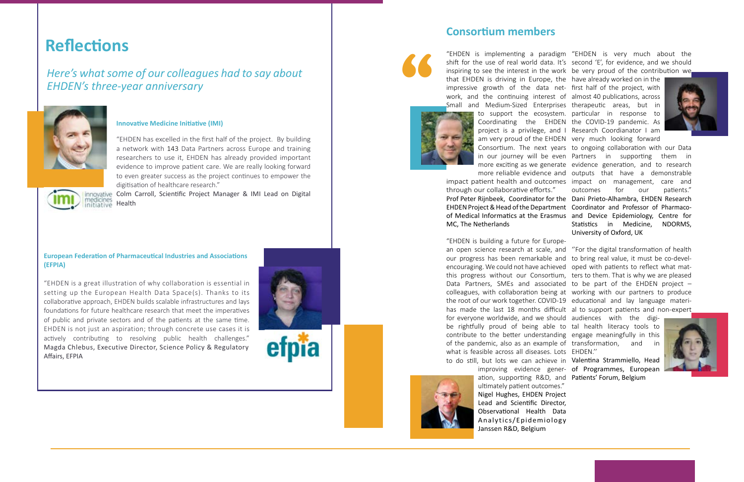# Reflections

*Here's what some of our colleagues had to say about EHDEN's three-year anniversary*

### Innovative Medicine Initiative (IMI)

"EHDEN has excelled in the first half of the project. By building a network with 143 Data Partners across Europe and training researchers to use it, EHDEN has already provided important evidence to improve patient care. We are really looking forward to even greater success as the project continues to empower the digitisation of healthcare research."

Colm Carroll, Scientific Project Manager & IMI Lead on Digital Health

### European Federation of Pharmaceutical Industries and Associations (EFPIA)

"EHDEN is a great illustration of why collaboration is essential in setting up the European Health Data Space(s). Thanks to its collaborative approach, EHDEN builds scalable infrastructures and lays foundations for future healthcare research that meet the imperatives of public and private sectors and of the patients at the same time. EHDEN is not just an aspiration; through concrete use cases it is actively contributing to resolving public health challenges."

Magda Chlebus, Executive Director, Science Policy & Regulatory Affairs, EFPIA

## Consortium members

"EHDEN is implementing a paradigm shift for the use of real world data. It's inspiring to see the interest in the work that EHDEN is driving in Europe, the impressive growth of the data network, and the continuing interest of Small and Medium-Sized Enterprises to support the ecosystem. Coordinating the EHDEN project is a privilege, and I am very proud of the EHDEN Consortium. The next years in our journey will be even more exciting as we generate more reliable evidence and impact patient health and outcomes through our collaborative efforts."

Prof Peter Rijnbeek, Coordinator for the EHDEN Project & Head of the Department of Medical Informatics at the Erasmus MC, The Netherlands

"EHDEN is building a future for European open science research at scale, and our progress has been remarkable and encouraging. We could not have achieved this progress without our Consortium, Data Partners, SMEs and associated colleagues, with collaboration being at the root of our work together. COVID-19 has made the last 18 months difficult for everyone worldwide, and we should be rightfully proud of being able to contribute to the better understanding of the pandemic, also as an example of what is feasible across all diseases. Lots to do still, but lots we can achieve in improving evidence generation, supporting R&D, and ultimately patient outcomes."

Nigel Hughes, EHDEN Project Lead and Scientific Director, Observational Health Data Analytics/Epidemiology Janssen R&D, Belgium

"EHDEN is very much about the second 'E', for evidence, and we should be very proud of the contribution we have already worked on in the first half of the project, with almost 40 publications, across therapeutic areas, but in particular in response to the COVID-19 pandemic. As Research Coordinator I am very much looking forward to ongoing collaboration with our Data Partners in supporting them in evidence generation, and to research outputs that have a demonstrable impact on management, care and outcomes for our patients."

Dani Prieto-Alhambra, EHDEN Research Coordinator and Professor of Pharmaco- and Device Epidemiology, Centre for Statistics in Medicine, NDORMS, University of Oxford, UK

"For the digital transformation of health to bring real value, it must be co-developed with patients to reflect what matters to them. That is why we are pleased to be part of the EHDEN project – working with our partners to produce educational and lay language material to support patients and non-expert audiences with the digital health literacy tools to engage meaningfully in this transformation, and in EHDEN."

Valentina Strammiello, Head of Programmes, European Patients' Forum, Belgium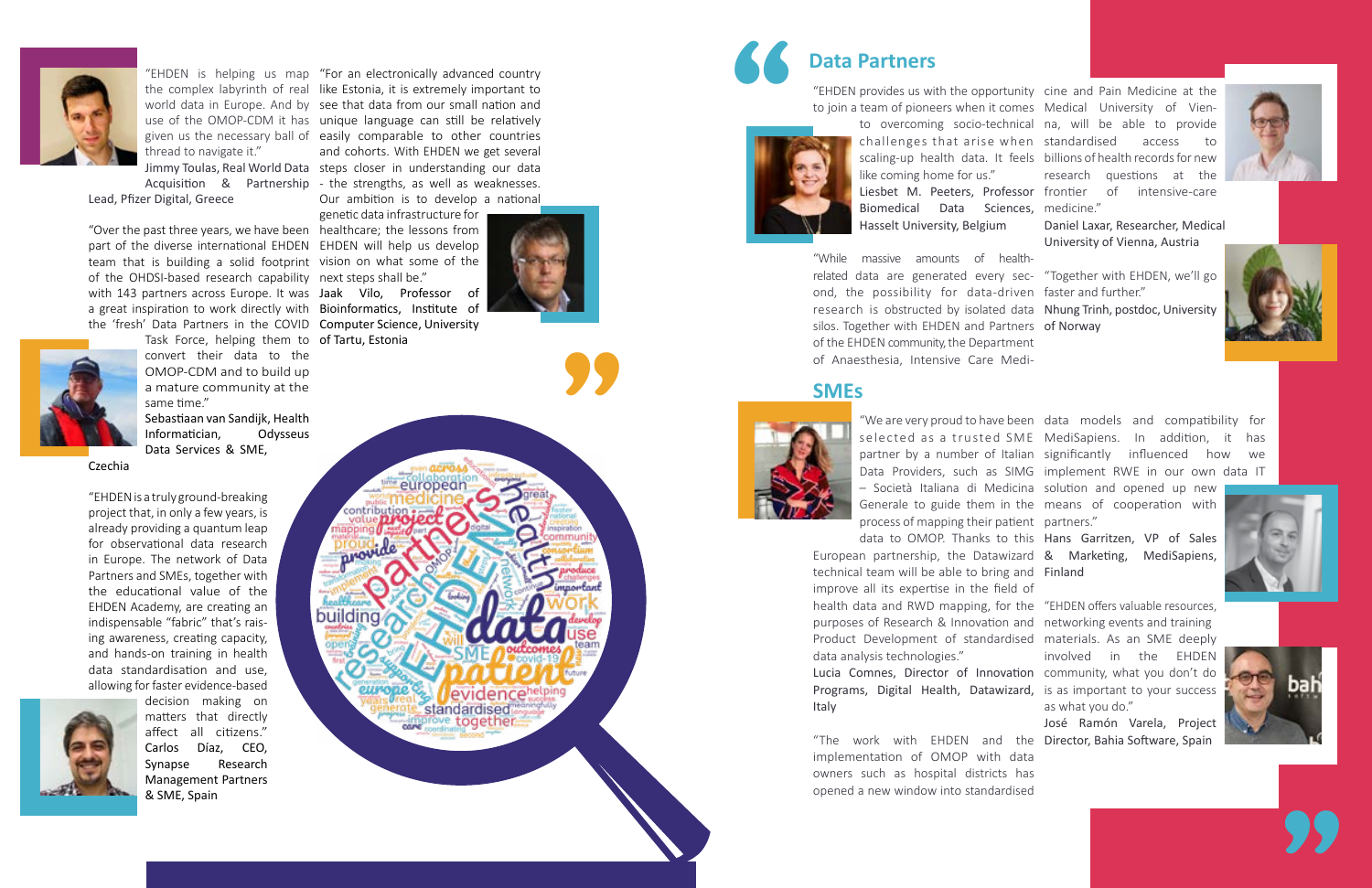"EHDEN is helping us map the complex labyrinth of real world data in Europe. And by use of the OMOP-CDM it has given us the necessary ball of thread to navigate it."

Jimmy Toulas, Real World Data Acquisition & Partnership Lead, Pfizer Digital, Greece

"Over the past three years, we have been part of the diverse international EHDEN team that is building a solid footprint of the OHDSI-based research capability with 143 partners across Europe. It was a great inspiration to work directly with the 'fresh' Data Partners in the COVID Task Force, helping them to convert their data to the OMOP-CDM and to build up a mature community at the same time."

Sebastiaan van Sandijk, Health Informatician, Odysseus Data Services & SME, Czechia

"EHDEN is a truly ground-breaking project that, in only a few years, is already providing a quantum leap for observational data research in Europe. The network of Data Partners and SMEs, together with the educational value of the EHDEN Academy, are creating an indispensable "fabric" that's raising awareness, creating capacity, and hands-on training in health data standardisation and use, allowing for faster evidence-based decision making on matters that directly affect all citizens."

Carlos Díaz, CEO, Synapse Research Management Partners & SME, Spain

"For an electronically advanced country like Estonia, it is extremely important to see that data from our small nation and unique language can still be relatively easily comparable to other countries and cohorts. With EHDEN we get several steps closer in understanding our data - the strengths, as well as weaknesses. Our ambition is to develop a national genetic data infrastructure for healthcare; the lessons from EHDEN will help us develop vision on what some of the next steps shall be."

Jaak Vilo, Professor of Bioinformatics, Institute of Computer Science, University of Tartu, Estonia

## Data Partners

"EHDEN provides us with the opportunity to join a team of pioneers when it comes to overcoming socio-technical challenges that arise when scaling-up health data. It feels like coming home for us."

Liesbet M. Peeters, Professor Biomedical Data Sciences, Hasselt University, Belgium

"While massive amounts of health-related data are generated every second, the possibility for data-driven research is obstructed by isolated data silos. Together with EHDEN and Partners of the EHDEN community, the Department of Anaesthesia, Intensive Care Medicine and Pain Medicine at the Medical University of Vienna, will be able to provide standardised access to billions of health records for new research questions at the frontier of intensive-care medicine."

Daniel Laxar, Researcher, Medical University of Vienna, Austria

"Together with EHDEN, we'll go faster and further."

Nhung Trinh, postdoc, University of Norway

## SMEs

"We are very proud to have been selected as a trusted SME partner by a number of Italian Data Providers, such as SIMG – Società Italiana di Medicina Generale to guide them in the process of mapping their patient data to OMOP. Thanks to this European partnership, the Datawizard technical team will be able to bring and improve all its expertise in the field of health data and RWD mapping, for the purposes of Research & Innovation and Product Development of standardised data analysis technologies."

Lucia Comnes, Director of Innovation Programs, Digital Health, Datawizard, Italy

"The work with EHDEN and the implementation of OMOP with data owners such as hospital districts has opened a new window into standardised data models and compatibility for MediSapiens. In addition, it has significantly influenced how we implement RWE in our own data IT solution and opened up new means of cooperation with partners."

Hans Garritzen, VP of Sales & Marketing, MediSapiens, Finland

"EHDEN offers valuable resources, networking events and training materials. As an SME deeply involved in the EHDEN community, what you don't do is as important to your success as what you do."

José Ramón Varela, Project Director, Bahia Software, Spain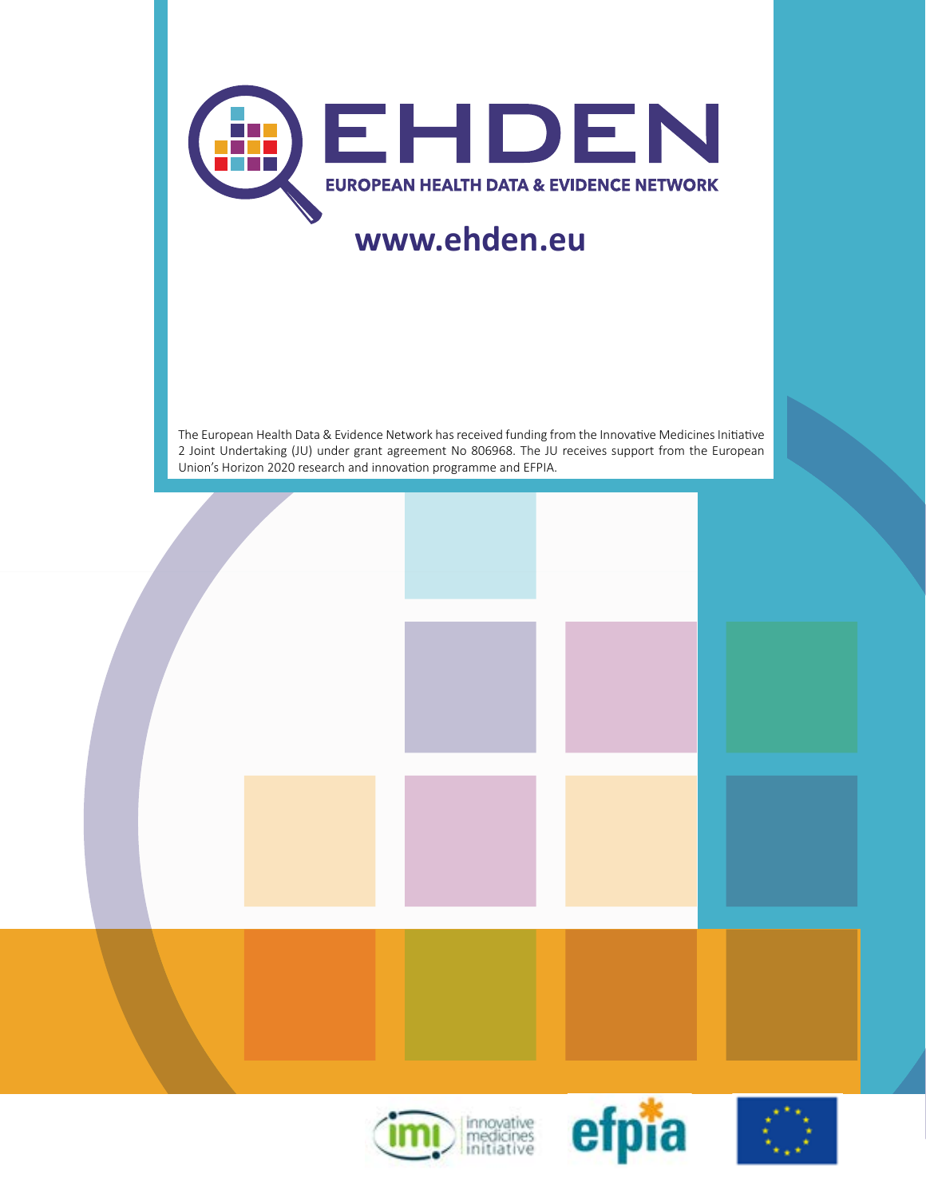# EHDEN

**EUROPEAN HEALTH DATA & EVIDENCE NETWORK**

**www.ehden.eu**

The European Health Data & Evidence Network has received funding from the Innovative Medicines Initiative 2 Joint Undertaking (JU) under grant agreement No 806968. The JU receives support from the European Union's Horizon 2020 research and innovation programme and EFPIA.

imi innovative medicines initiative

efpia